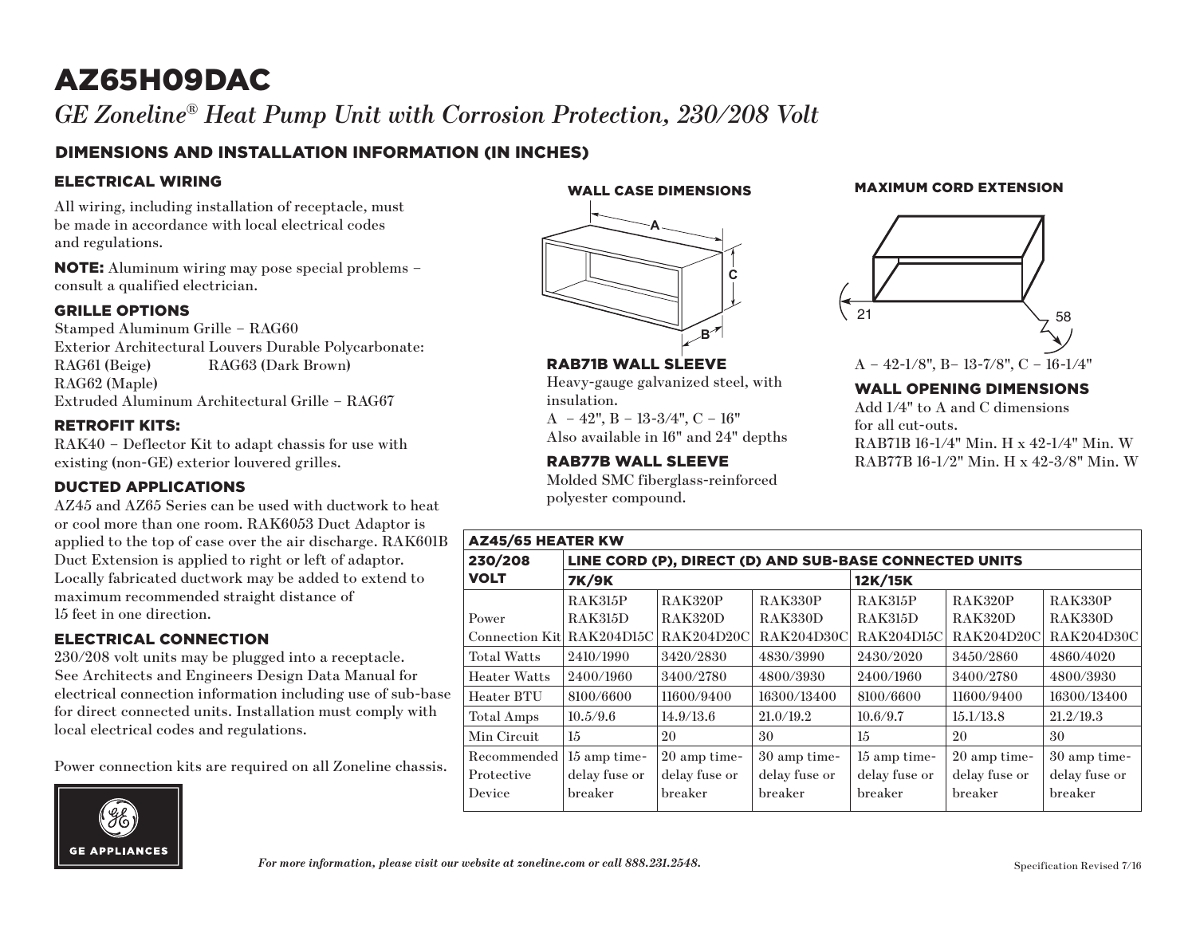# AZ65H09DAC

*GE Zoneline® Heat Pump Unit with Corrosion Protection, 230/208 Volt*

## DIMENSIONS AND INSTALLATION INFORMATION (IN INCHES)

### ELECTRICAL WIRING

All wiring, including installation of receptacle, must be made in accordance with local electrical codes and regulations.

**NOTE:** Aluminum wiring may pose special problems – consult a qualified electrician.

### GRILLE OPTIONS

Stamped Aluminum Grille – RAG60
Exterior Architectural Louvers Durable Polycarbonate:
RAG61 (Beige) RAG63 (Dark Brown)
RAG62 (Maple)
Extruded Aluminum Architectural Grille – RAG67

### RETROFIT KITS:

RAK40 – Deflector Kit to adapt chassis for use with existing (non-GE) exterior louvered grilles.

### DUCTED APPLICATIONS

AZ45 and AZ65 Series can be used with ductwork to heat or cool more than one room. RAK6053 Duct Adaptor is applied to the top of case over the air discharge. RAK601B Duct Extension is applied to right or left of adaptor. Locally fabricated ductwork may be added to extend to maximum recommended straight distance of 15 feet in one direction.

### ELECTRICAL CONNECTION

230/208 volt units may be plugged into a receptacle. See Architects and Engineers Design Data Manual for electrical connection information including use of sub-base for direct connected units. Installation must comply with local electrical codes and regulations.

Power connection kits are required on all Zoneline chassis.

### WALL CASE DIMENSIONS

A

C

B

### RAB71B WALL SLEEVE

Heavy-gauge galvanized steel, with insulation.
A – 42", B – 13-3/4", C – 16"
Also available in 16" and 24" depths

### RAB77B WALL SLEEVE

Molded SMC fiberglass-reinforced polyester compound.

### MAXIMUM CORD EXTENSION

21

58

A – 42-1/8", B– 13-7/8", C – 16-1/4"

### WALL OPENING DIMENSIONS

Add 1/4" to A and C dimensions for all cut-outs.
RAB71B 16-1/4" Min. H x 42-1/4" Min. W
RAB77B 16-1/2" Min. H x 42-3/8" Min. W

| AZ45/65 HEATER KW | | | | | | |
|---|---|---|---|---|---|---|
| 230/208 VOLT | LINE CORD (P), DIRECT (D) AND SUB-BASE CONNECTED UNITS | | | | | |
| | 7K/9K | | | 12K/15K | | |
| Power Connection Kit | RAK315P RAK315D RAK204D15C | RAK320P RAK320D RAK204D20C | RAK330P RAK330D RAK204D30C | RAK315P RAK315D RAK204D15C | RAK320P RAK320D RAK204D20C | RAK330P RAK330D RAK204D30C |
| Total Watts | 2410/1990 | 3420/2830 | 4830/3990 | 2430/2020 | 3450/2860 | 4860/4020 |
| Heater Watts | 2400/1960 | 3400/2780 | 4800/3930 | 2400/1960 | 3400/2780 | 4800/3930 |
| Heater BTU | 8100/6600 | 11600/9400 | 16300/13400 | 8100/6600 | 11600/9400 | 16300/13400 |
| Total Amps | 10.5/9.6 | 14.9/13.6 | 21.0/19.2 | 10.6/9.7 | 15.1/13.8 | 21.2/19.3 |
| Min Circuit | 15 | 20 | 30 | 15 | 20 | 30 |
| Recommended Protective Device | 15 amp time-delay fuse or breaker | 20 amp time-delay fuse or breaker | 30 amp time-delay fuse or breaker | 15 amp time-delay fuse or breaker | 20 amp time-delay fuse or breaker | 30 amp time-delay fuse or breaker |

GE APPLIANCES

*For more information, please visit our website at zoneline.com or call 888.231.2548.*

Specification Revised 7/16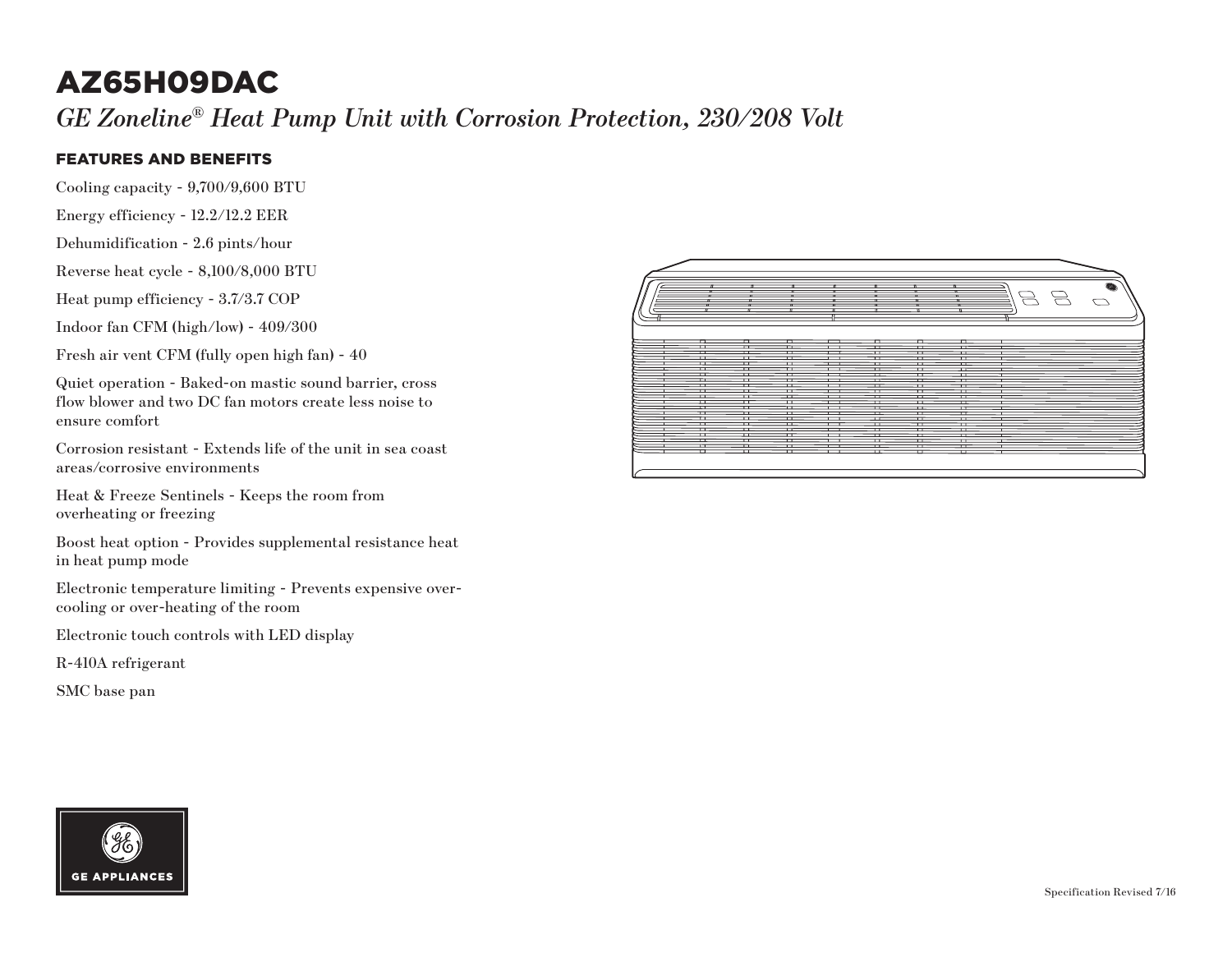# AZ65H09DAC

*GE Zoneline® Heat Pump Unit with Corrosion Protection, 230/208 Volt*

### FEATURES AND BENEFITS

Cooling capacity - 9,700/9,600 BTU

Energy efficiency - 12.2/12.2 EER

Dehumidification - 2.6 pints/hour

Reverse heat cycle - 8,100/8,000 BTU

Heat pump efficiency - 3.7/3.7 COP

Indoor fan CFM (high/low) - 409/300

Fresh air vent CFM (fully open high fan) - 40

Quiet operation - Baked-on mastic sound barrier, cross flow blower and two DC fan motors create less noise to ensure comfort

Corrosion resistant - Extends life of the unit in sea coast areas/corrosive environments

Heat & Freeze Sentinels - Keeps the room from overheating or freezing

Boost heat option - Provides supplemental resistance heat in heat pump mode

Electronic temperature limiting - Prevents expensive over-cooling or over-heating of the room

Electronic touch controls with LED display

R-410A refrigerant

SMC base pan

GE APPLIANCES

Specification Revised 7/16